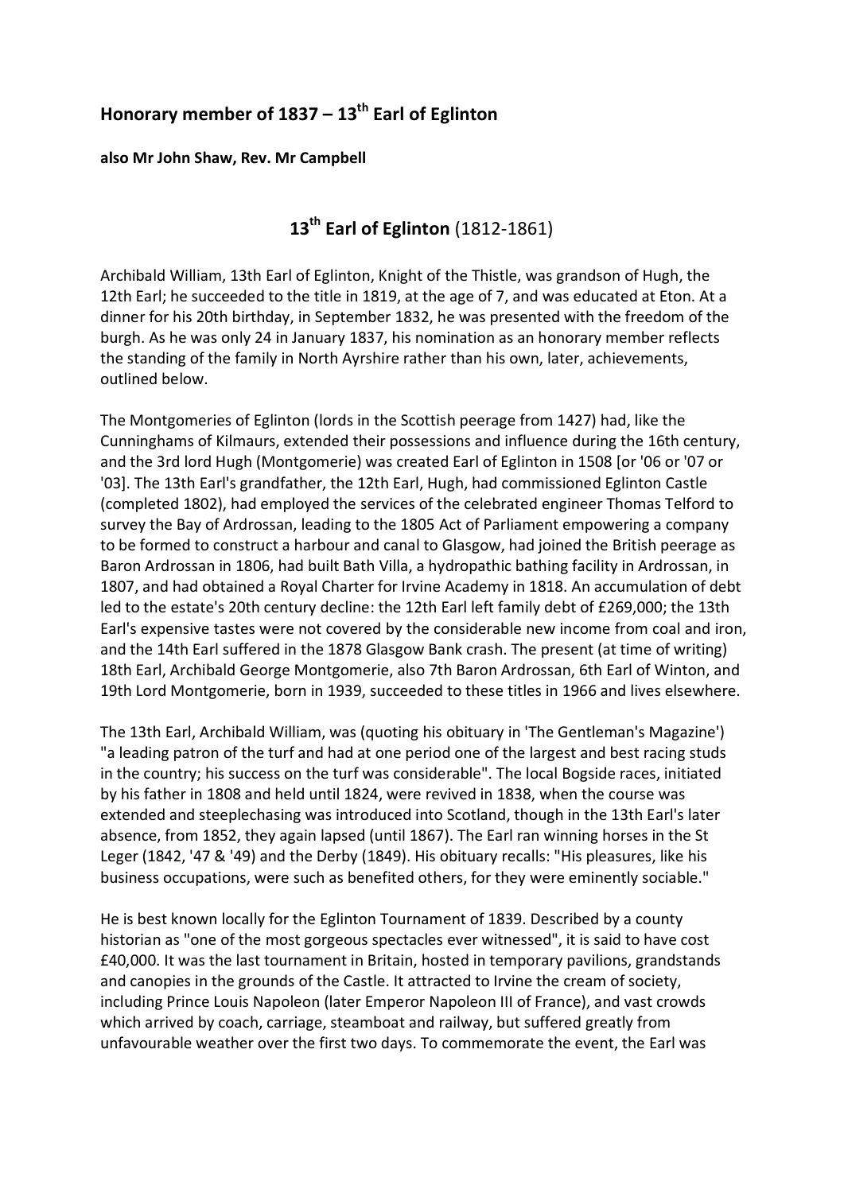## Honorary member of 1837 – 13th Earl of Eglinton

**also Mr John Shaw, Rev. Mr Campbell**

# 13th Earl of Eglinton (1812-1861)

Archibald William, 13th Earl of Eglinton, Knight of the Thistle, was grandson of Hugh, the 12th Earl; he succeeded to the title in 1819, at the age of 7, and was educated at Eton. At a dinner for his 20th birthday, in September 1832, he was presented with the freedom of the burgh. As he was only 24 in January 1837, his nomination as an honorary member reflects the standing of the family in North Ayrshire rather than his own, later, achievements, outlined below.

The Montgomeries of Eglinton (lords in the Scottish peerage from 1427) had, like the Cunninghams of Kilmaurs, extended their possessions and influence during the 16th century, and the 3rd lord Hugh (Montgomerie) was created Earl of Eglinton in 1508 [or '06 or '07 or '03]. The 13th Earl's grandfather, the 12th Earl, Hugh, had commissioned Eglinton Castle (completed 1802), had employed the services of the celebrated engineer Thomas Telford to survey the Bay of Ardrossan, leading to the 1805 Act of Parliament empowering a company to be formed to construct a harbour and canal to Glasgow, had joined the British peerage as Baron Ardrossan in 1806, had built Bath Villa, a hydropathic bathing facility in Ardrossan, in 1807, and had obtained a Royal Charter for Irvine Academy in 1818. An accumulation of debt led to the estate's 20th century decline: the 12th Earl left family debt of £269,000; the 13th Earl's expensive tastes were not covered by the considerable new income from coal and iron, and the 14th Earl suffered in the 1878 Glasgow Bank crash. The present (at time of writing) 18th Earl, Archibald George Montgomerie, also 7th Baron Ardrossan, 6th Earl of Winton, and 19th Lord Montgomerie, born in 1939, succeeded to these titles in 1966 and lives elsewhere.

The 13th Earl, Archibald William, was (quoting his obituary in 'The Gentleman's Magazine') "a leading patron of the turf and had at one period one of the largest and best racing studs in the country; his success on the turf was considerable". The local Bogside races, initiated by his father in 1808 and held until 1824, were revived in 1838, when the course was extended and steeplechasing was introduced into Scotland, though in the 13th Earl's later absence, from 1852, they again lapsed (until 1867). The Earl ran winning horses in the St Leger (1842, '47 & '49) and the Derby (1849). His obituary recalls: "His pleasures, like his business occupations, were such as benefited others, for they were eminently sociable."

He is best known locally for the Eglinton Tournament of 1839. Described by a county historian as "one of the most gorgeous spectacles ever witnessed", it is said to have cost £40,000. It was the last tournament in Britain, hosted in temporary pavilions, grandstands and canopies in the grounds of the Castle. It attracted to Irvine the cream of society, including Prince Louis Napoleon (later Emperor Napoleon III of France), and vast crowds which arrived by coach, carriage, steamboat and railway, but suffered greatly from unfavourable weather over the first two days. To commemorate the event, the Earl was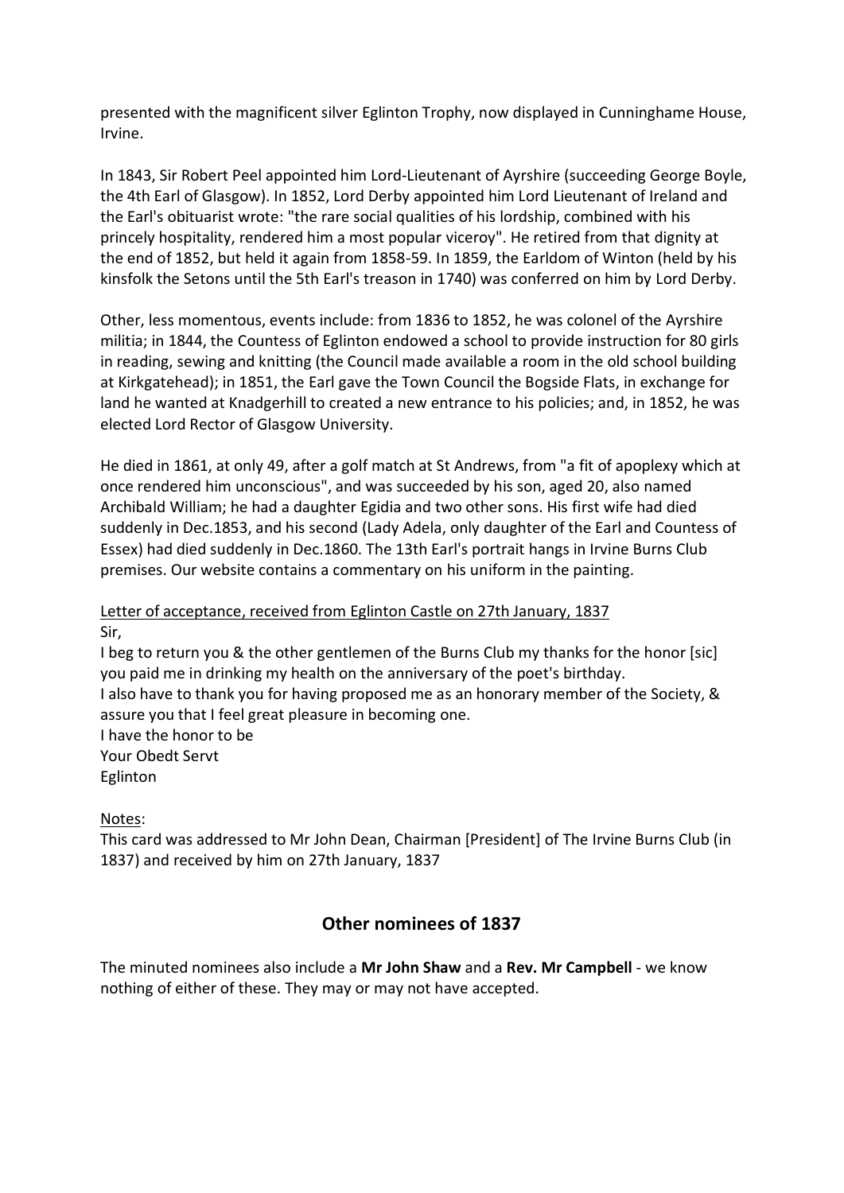presented with the magnificent silver Eglinton Trophy, now displayed in Cunninghame House, Irvine.

In 1843, Sir Robert Peel appointed him Lord-Lieutenant of Ayrshire (succeeding George Boyle, the 4th Earl of Glasgow). In 1852, Lord Derby appointed him Lord Lieutenant of Ireland and the Earl's obituarist wrote: "the rare social qualities of his lordship, combined with his princely hospitality, rendered him a most popular viceroy". He retired from that dignity at the end of 1852, but held it again from 1858-59. In 1859, the Earldom of Winton (held by his kinsfolk the Setons until the 5th Earl's treason in 1740) was conferred on him by Lord Derby.

Other, less momentous, events include: from 1836 to 1852, he was colonel of the Ayrshire militia; in 1844, the Countess of Eglinton endowed a school to provide instruction for 80 girls in reading, sewing and knitting (the Council made available a room in the old school building at Kirkgatehead); in 1851, the Earl gave the Town Council the Bogside Flats, in exchange for land he wanted at Knadgerhill to created a new entrance to his policies; and, in 1852, he was elected Lord Rector of Glasgow University.

He died in 1861, at only 49, after a golf match at St Andrews, from "a fit of apoplexy which at once rendered him unconscious", and was succeeded by his son, aged 20, also named Archibald William; he had a daughter Egidia and two other sons. His first wife had died suddenly in Dec.1853, and his second (Lady Adela, only daughter of the Earl and Countess of Essex) had died suddenly in Dec.1860. The 13th Earl's portrait hangs in Irvine Burns Club premises. Our website contains a commentary on his uniform in the painting.

<u>Letter of acceptance, received from Eglinton Castle on 27th January, 1837</u>

Sir,

I beg to return you & the other gentlemen of the Burns Club my thanks for the honor [sic] you paid me in drinking my health on the anniversary of the poet's birthday.

I also have to thank you for having proposed me as an honorary member of the Society, & assure you that I feel great pleasure in becoming one.

I have the honor to be
Your Obedt Servt
Eglinton

<u>Notes</u>:

This card was addressed to Mr John Dean, Chairman [President] of The Irvine Burns Club (in 1837) and received by him on 27th January, 1837

## Other nominees of 1837

The minuted nominees also include a **Mr John Shaw** and a **Rev. Mr Campbell** - we know nothing of either of these. They may or may not have accepted.